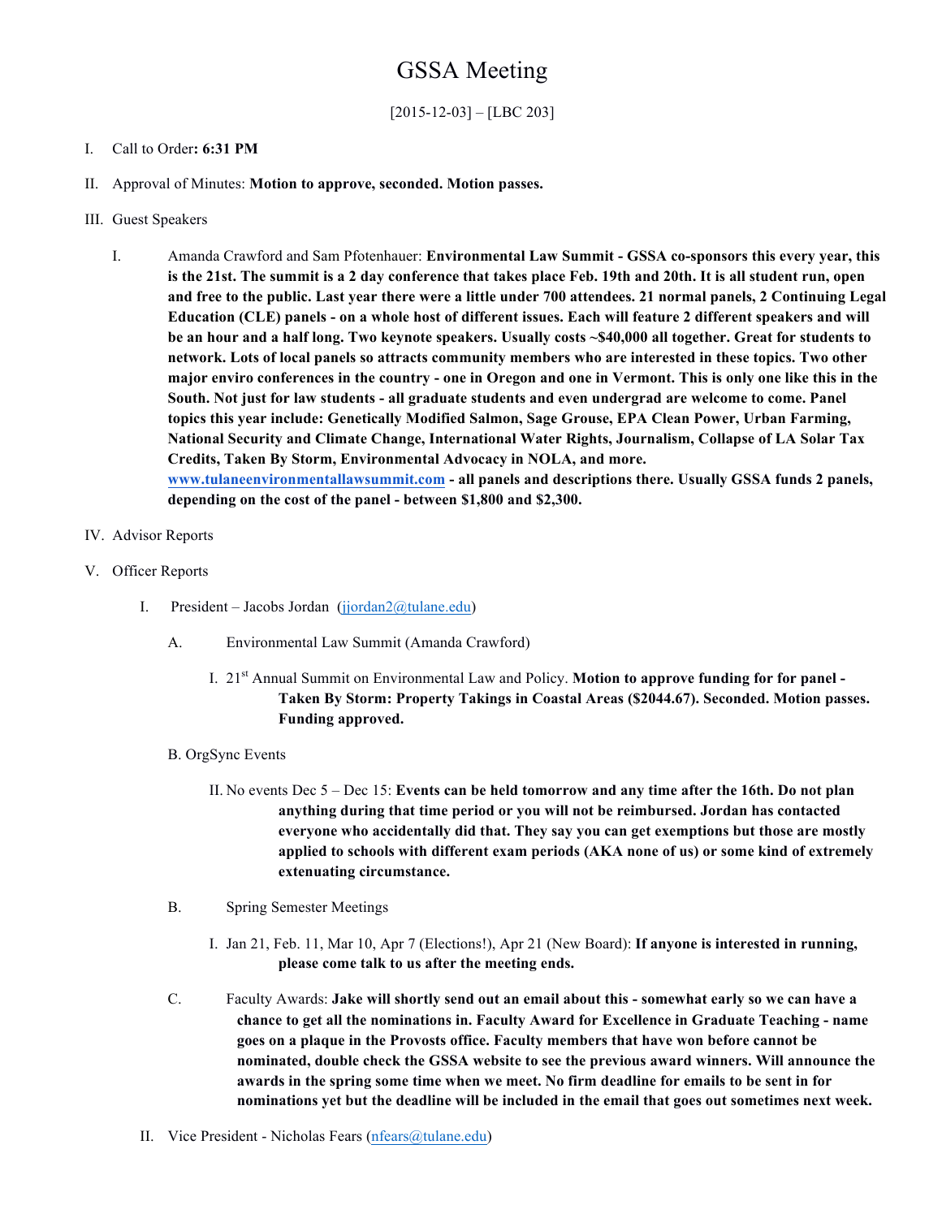# GSSA Meeting

[2015-12-03] – [LBC 203]

I. Call to Order**: 6:31 PM**

II. Approval of Minutes: **Motion to approve, seconded. Motion passes.**

III. Guest Speakers

  I. Amanda Crawford and Sam Pfotenhauer: **Environmental Law Summit - GSSA co-sponsors this every year, this is the 21st. The summit is a 2 day conference that takes place Feb. 19th and 20th. It is all student run, open and free to the public. Last year there were a little under 700 attendees. 21 normal panels, 2 Continuing Legal Education (CLE) panels - on a whole host of different issues. Each will feature 2 different speakers and will be an hour and a half long. Two keynote speakers. Usually costs ~$40,000 all together. Great for students to network. Lots of local panels so attracts community members who are interested in these topics. Two other major enviro conferences in the country - one in Oregon and one in Vermont. This is only one like this in the South. Not just for law students - all graduate students and even undergrad are welcome to come. Panel topics this year include: Genetically Modified Salmon, Sage Grouse, EPA Clean Power, Urban Farming, National Security and Climate Change, International Water Rights, Journalism, Collapse of LA Solar Tax Credits, Taken By Storm, Environmental Advocacy in NOLA, and more. [www.tulaneenvironmentallawsummit.com](http://www.tulaneenvironmentallawsummit.com) - all panels and descriptions there. Usually GSSA funds 2 panels, depending on the cost of the panel - between $1,800 and $2,300.**

IV. Advisor Reports

V. Officer Reports

  I. President – Jacobs Jordan (jjordan2@tulane.edu)

    A. Environmental Law Summit (Amanda Crawford)

      I. 21st Annual Summit on Environmental Law and Policy. **Motion to approve funding for for panel - Taken By Storm: Property Takings in Coastal Areas ($2044.67). Seconded. Motion passes. Funding approved.**

    B. OrgSync Events

      II. No events Dec 5 – Dec 15: **Events can be held tomorrow and any time after the 16th. Do not plan anything during that time period or you will not be reimbursed. Jordan has contacted everyone who accidentally did that. They say you can get exemptions but those are mostly applied to schools with different exam periods (AKA none of us) or some kind of extremely extenuating circumstance.**

    B. Spring Semester Meetings

      I. Jan 21, Feb. 11, Mar 10, Apr 7 (Elections!), Apr 21 (New Board): **If anyone is interested in running, please come talk to us after the meeting ends.**

    C. Faculty Awards: **Jake will shortly send out an email about this - somewhat early so we can have a chance to get all the nominations in. Faculty Award for Excellence in Graduate Teaching - name goes on a plaque in the Provosts office. Faculty members that have won before cannot be nominated, double check the GSSA website to see the previous award winners. Will announce the awards in the spring some time when we meet. No firm deadline for emails to be sent in for nominations yet but the deadline will be included in the email that goes out sometimes next week.**

  II. Vice President - Nicholas Fears (nfears@tulane.edu)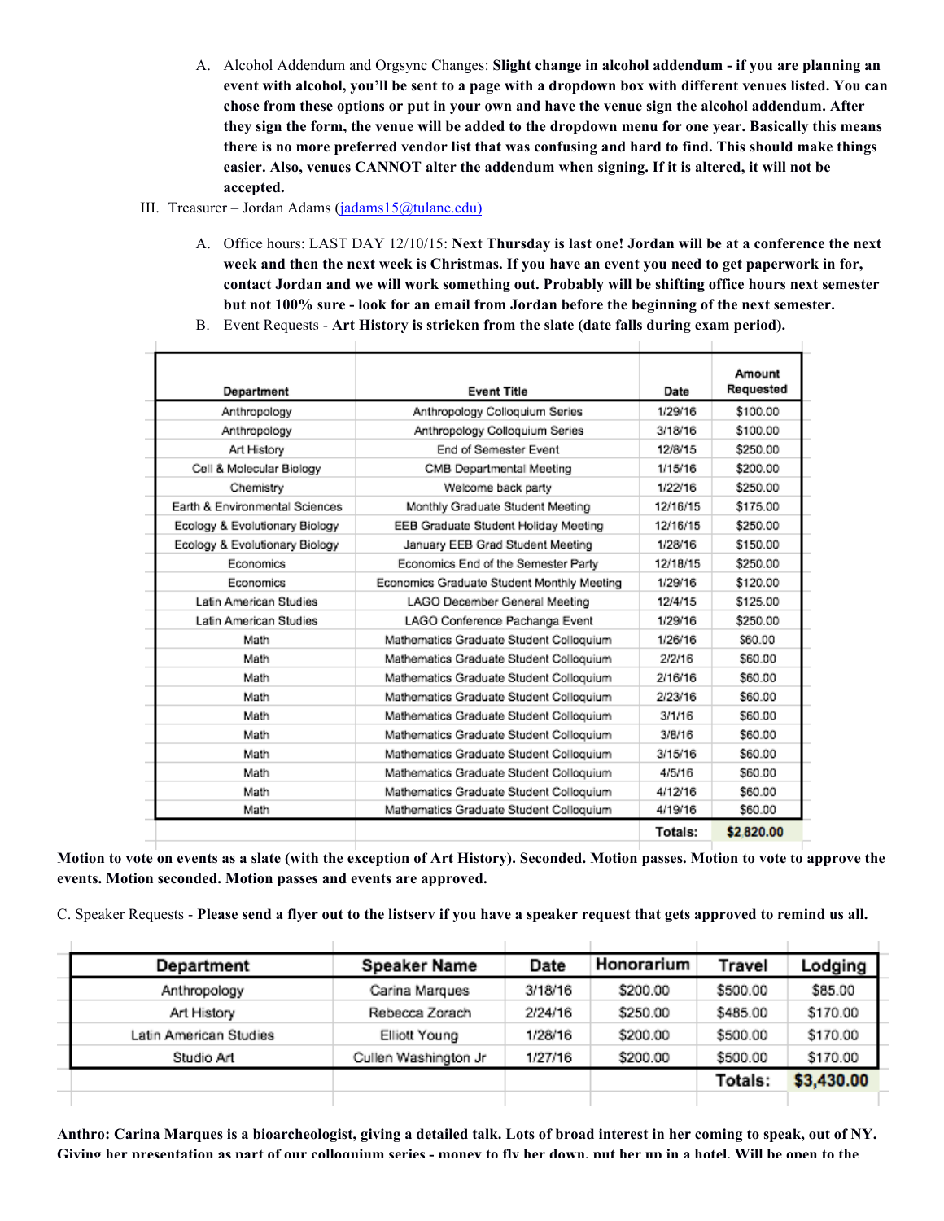A. Alcohol Addendum and Orgsync Changes: **Slight change in alcohol addendum - if you are planning an event with alcohol, you'll be sent to a page with a dropdown box with different venues listed. You can chose from these options or put in your own and have the venue sign the alcohol addendum. After they sign the form, the venue will be added to the dropdown menu for one year. Basically this means there is no more preferred vendor list that was confusing and hard to find. This should make things easier. Also, venues CANNOT alter the addendum when signing. If it is altered, it will not be accepted.**

III. Treasurer – Jordan Adams (jadams15@tulane.edu)

A. Office hours: LAST DAY 12/10/15: **Next Thursday is last one! Jordan will be at a conference the next week and then the next week is Christmas. If you have an event you need to get paperwork in for, contact Jordan and we will work something out. Probably will be shifting office hours next semester but not 100% sure - look for an email from Jordan before the beginning of the next semester.**

B. Event Requests - **Art History is stricken from the slate (date falls during exam period).**

| Department | Event Title | Date | Amount Requested |
|---|---|---|---|
| Anthropology | Anthropology Colloquium Series | 1/29/16 | $100.00 |
| Anthropology | Anthropology Colloquium Series | 3/18/16 | $100.00 |
| Art History | End of Semester Event | 12/8/15 | $250.00 |
| Cell & Molecular Biology | CMB Departmental Meeting | 1/15/16 | $200.00 |
| Chemistry | Welcome back party | 1/22/16 | $250.00 |
| Earth & Environmental Sciences | Monthly Graduate Student Meeting | 12/16/15 | $175.00 |
| Ecology & Evolutionary Biology | EEB Graduate Student Holiday Meeting | 12/16/15 | $250.00 |
| Ecology & Evolutionary Biology | January EEB Grad Student Meeting | 1/28/16 | $150.00 |
| Economics | Economics End of the Semester Party | 12/18/15 | $250.00 |
| Economics | Economics Graduate Student Monthly Meeting | 1/29/16 | $120.00 |
| Latin American Studies | LAGO December General Meeting | 12/4/15 | $125.00 |
| Latin American Studies | LAGO Conference Pachanga Event | 1/29/16 | $250.00 |
| Math | Mathematics Graduate Student Colloquium | 1/26/16 | $60.00 |
| Math | Mathematics Graduate Student Colloquium | 2/2/16 | $60.00 |
| Math | Mathematics Graduate Student Colloquium | 2/16/16 | $60.00 |
| Math | Mathematics Graduate Student Colloquium | 2/23/16 | $60.00 |
| Math | Mathematics Graduate Student Colloquium | 3/1/16 | $60.00 |
| Math | Mathematics Graduate Student Colloquium | 3/8/16 | $60.00 |
| Math | Mathematics Graduate Student Colloquium | 3/15/16 | $60.00 |
| Math | Mathematics Graduate Student Colloquium | 4/5/16 | $60.00 |
| Math | Mathematics Graduate Student Colloquium | 4/12/16 | $60.00 |
| Math | Mathematics Graduate Student Colloquium | 4/19/16 | $60.00 |
| | | Totals: | $2,820.00 |

**Motion to vote on events as a slate (with the exception of Art History). Seconded. Motion passes. Motion to vote to approve the events. Motion seconded. Motion passes and events are approved.**

C. Speaker Requests - **Please send a flyer out to the listserv if you have a speaker request that gets approved to remind us all.**

| Department | Speaker Name | Date | Honorarium | Travel | Lodging |
|---|---|---|---|---|---|
| Anthropology | Carina Marques | 3/18/16 | $200.00 | $500.00 | $85.00 |
| Art History | Rebecca Zorach | 2/24/16 | $250.00 | $485.00 | $170.00 |
| Latin American Studies | Elliott Young | 1/28/16 | $200.00 | $500.00 | $170.00 |
| Studio Art | Cullen Washington Jr | 1/27/16 | $200.00 | $500.00 | $170.00 |
| | | | | Totals: | $3,430.00 |

**Anthro: Carina Marques is a bioarcheologist, giving a detailed talk. Lots of broad interest in her coming to speak, out of NY. Giving her presentation as part of our colloquium series - money to fly her down, put her up in a hotel. Will be open to the**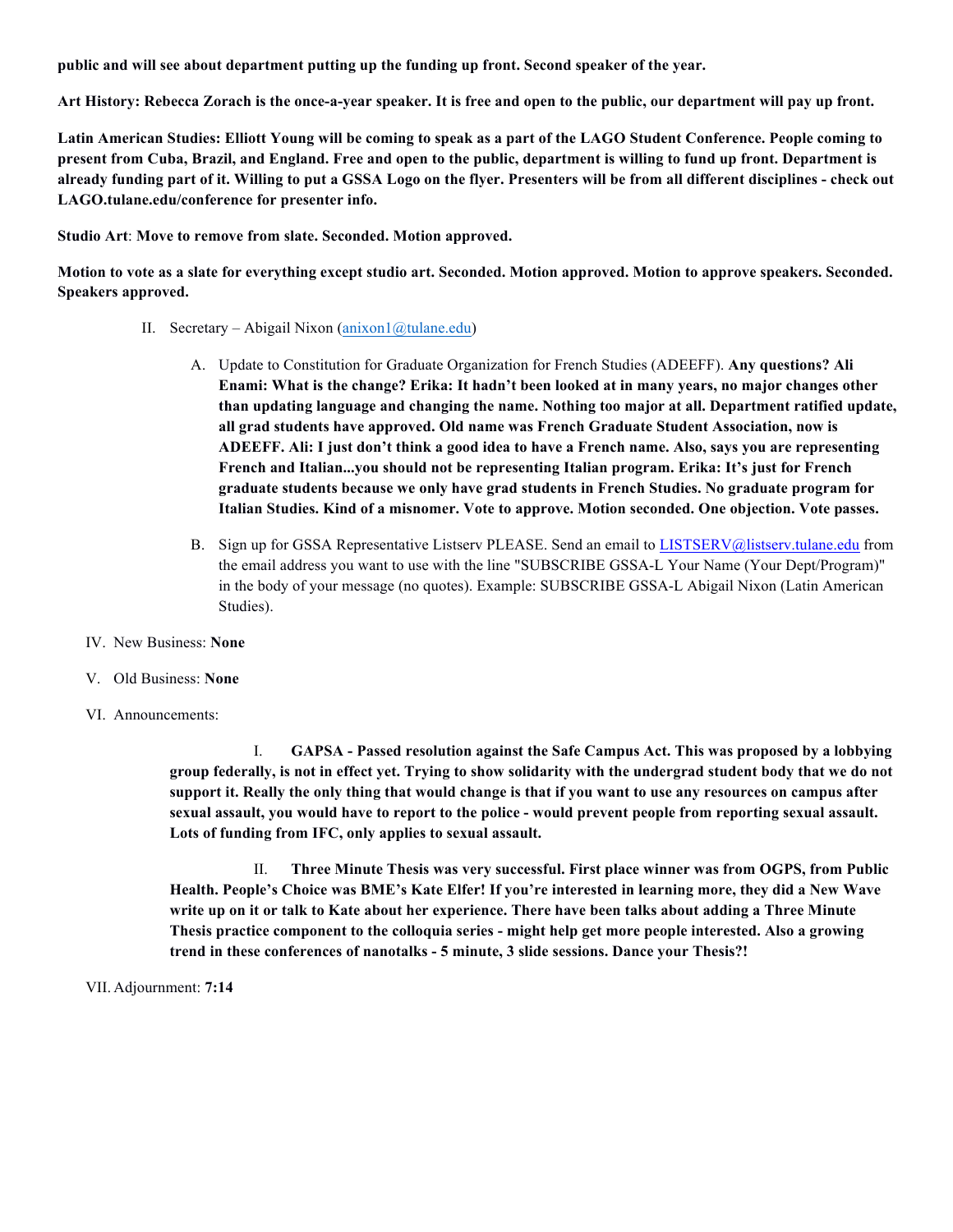**public and will see about department putting up the funding up front. Second speaker of the year.**

**Art History: Rebecca Zorach is the once-a-year speaker. It is free and open to the public, our department will pay up front.**

**Latin American Studies: Elliott Young will be coming to speak as a part of the LAGO Student Conference. People coming to present from Cuba, Brazil, and England. Free and open to the public, department is willing to fund up front. Department is already funding part of it. Willing to put a GSSA Logo on the flyer. Presenters will be from all different disciplines - check out LAGO.tulane.edu/conference for presenter info.**

**Studio Art**: **Move to remove from slate. Seconded. Motion approved.**

**Motion to vote as a slate for everything except studio art. Seconded. Motion approved. Motion to approve speakers. Seconded. Speakers approved.**

II. Secretary – Abigail Nixon (anixon1@tulane.edu)

A. Update to Constitution for Graduate Organization for French Studies (ADEEFF). **Any questions? Ali Enami: What is the change? Erika: It hadn't been looked at in many years, no major changes other than updating language and changing the name. Nothing too major at all. Department ratified update, all grad students have approved. Old name was French Graduate Student Association, now is ADEEFF. Ali: I just don't think a good idea to have a French name. Also, says you are representing French and Italian...you should not be representing Italian program. Erika: It's just for French graduate students because we only have grad students in French Studies. No graduate program for Italian Studies. Kind of a misnomer. Vote to approve. Motion seconded. One objection. Vote passes.**

B. Sign up for GSSA Representative Listserv PLEASE. Send an email to LISTSERV@listserv.tulane.edu from the email address you want to use with the line "SUBSCRIBE GSSA-L Your Name (Your Dept/Program)" in the body of your message (no quotes). Example: SUBSCRIBE GSSA-L Abigail Nixon (Latin American Studies).

IV. New Business: **None**

V. Old Business: **None**

VI. Announcements:

I. **GAPSA - Passed resolution against the Safe Campus Act. This was proposed by a lobbying group federally, is not in effect yet. Trying to show solidarity with the undergrad student body that we do not support it. Really the only thing that would change is that if you want to use any resources on campus after sexual assault, you would have to report to the police - would prevent people from reporting sexual assault. Lots of funding from IFC, only applies to sexual assault.**

II. **Three Minute Thesis was very successful. First place winner was from OGPS, from Public Health. People's Choice was BME's Kate Elfer! If you're interested in learning more, they did a New Wave write up on it or talk to Kate about her experience. There have been talks about adding a Three Minute Thesis practice component to the colloquia series - might help get more people interested. Also a growing trend in these conferences of nanotalks - 5 minute, 3 slide sessions. Dance your Thesis?!**

VII. Adjournment: **7:14**